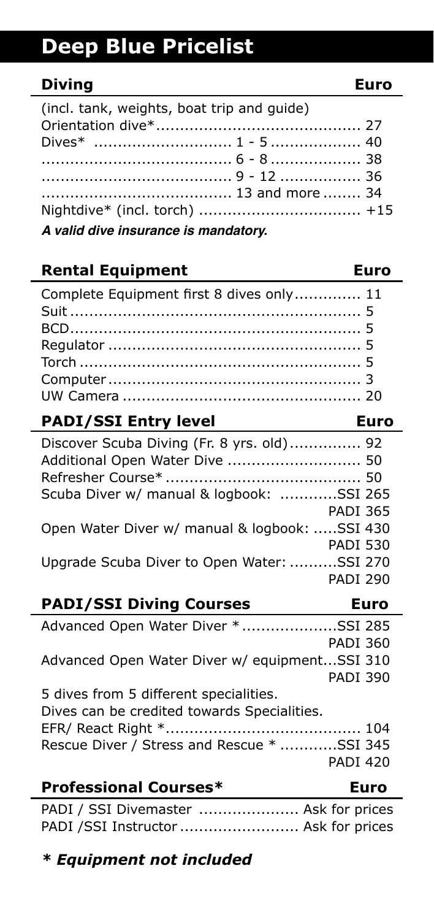# Deep Blue Pricelist

## Diving

| Diving | | Euro |
|---|---|---|
| (incl. tank, weights, boat trip and guide) | | |
| Orientation dive* | | 27 |
| Dives* | 1 - 5 | 40 |
| | 6 - 8 | 38 |
| | 9 - 12 | 36 |
| | 13 and more | 34 |
| Nightdive* (incl. torch) | | +15 |

***A valid dive insurance is mandatory.***

## Rental Equipment

| Rental Equipment | Euro |
|---|---|
| Complete Equipment first 8 dives only | 11 |
| Suit | 5 |
| BCD | 5 |
| Regulator | 5 |
| Torch | 5 |
| Computer | 3 |
| UW Camera | 20 |

## PADI/SSI Entry level

| PADI/SSI Entry level | Euro |
|---|---|
| Discover Scuba Diving (Fr. 8 yrs. old) | 92 |
| Additional Open Water Dive | 50 |
| Refresher Course* | 50 |
| Scuba Diver w/ manual & logbook: | SSI 265 |
| | PADI 365 |
| Open Water Diver w/ manual & logbook: | SSI 430 |
| | PADI 530 |
| Upgrade Scuba Diver to Open Water: | SSI 270 |
| | PADI 290 |

## PADI/SSI Diving Courses

| PADI/SSI Diving Courses | Euro |
|---|---|
| Advanced Open Water Diver * | SSI 285 |
| | PADI 360 |
| Advanced Open Water Diver w/ equipment | SSI 310 |
| | PADI 390 |
| 5 dives from 5 different specialities. | |
| Dives can be credited towards Specialities. | |
| EFR/ React Right * | 104 |
| Rescue Diver / Stress and Rescue * | SSI 345 |
| | PADI 420 |

## Professional Courses*

| Professional Courses* | Euro |
|---|---|
| PADI / SSI Divemaster | Ask for prices |
| PADI /SSI Instructor | Ask for prices |

***\* Equipment not included***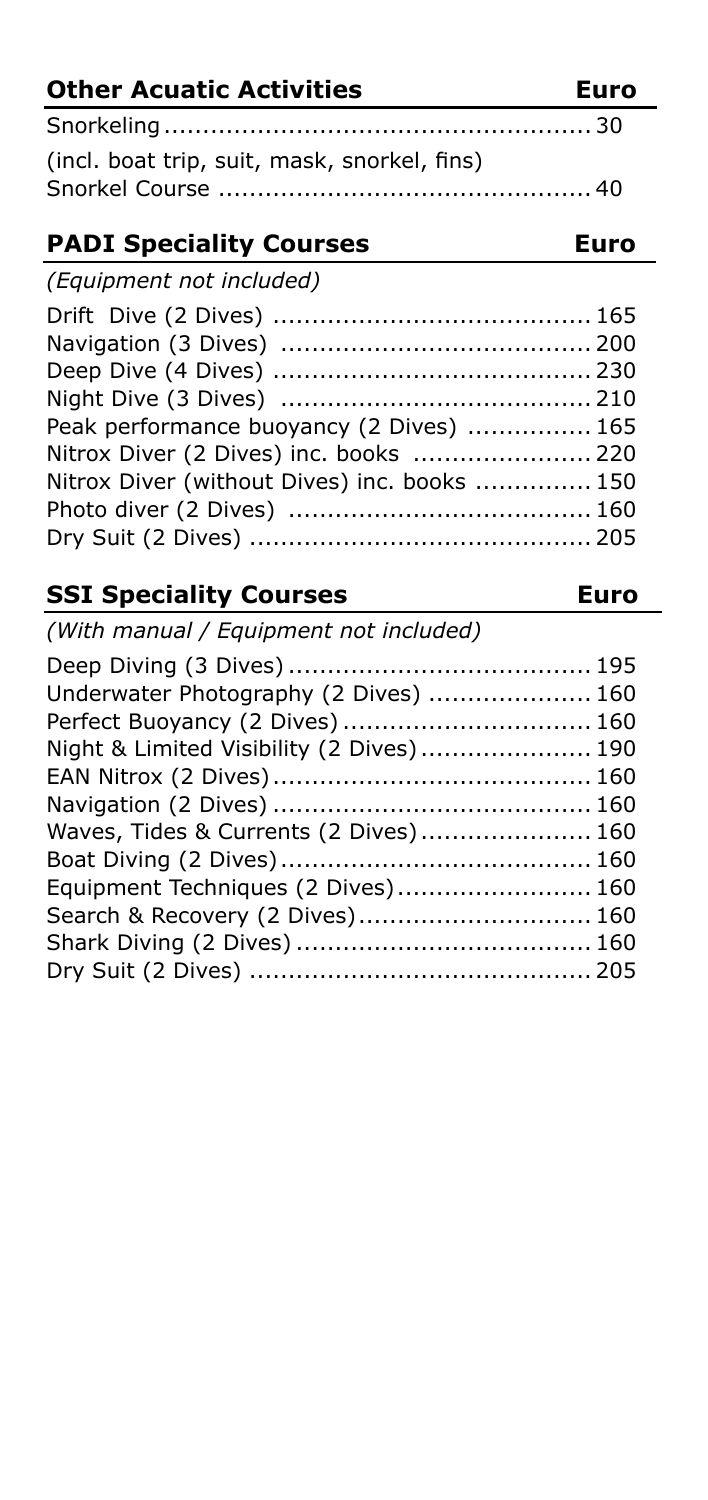| Other Acuatic Activities | Euro |
|---|---|
| Snorkeling | 30 |
| (incl. boat trip, suit, mask, snorkel, fins) | |
| Snorkel Course | 40 |

| PADI Speciality Courses | Euro |
|---|---|
| *(Equipment not included)* | |
| Drift Dive (2 Dives) | 165 |
| Navigation (3 Dives) | 200 |
| Deep Dive (4 Dives) | 230 |
| Night Dive (3 Dives) | 210 |
| Peak performance buoyancy (2 Dives) | 165 |
| Nitrox Diver (2 Dives) inc. books | 220 |
| Nitrox Diver (without Dives) inc. books | 150 |
| Photo diver (2 Dives) | 160 |
| Dry Suit (2 Dives) | 205 |

| SSI Speciality Courses | Euro |
|---|---|
| *(With manual / Equipment not included)* | |
| Deep Diving (3 Dives) | 195 |
| Underwater Photography (2 Dives) | 160 |
| Perfect Buoyancy (2 Dives) | 160 |
| Night & Limited Visibility (2 Dives) | 190 |
| EAN Nitrox (2 Dives) | 160 |
| Navigation (2 Dives) | 160 |
| Waves, Tides & Currents (2 Dives) | 160 |
| Boat Diving (2 Dives) | 160 |
| Equipment Techniques (2 Dives) | 160 |
| Search & Recovery (2 Dives) | 160 |
| Shark Diving (2 Dives) | 160 |
| Dry Suit (2 Dives) | 205 |